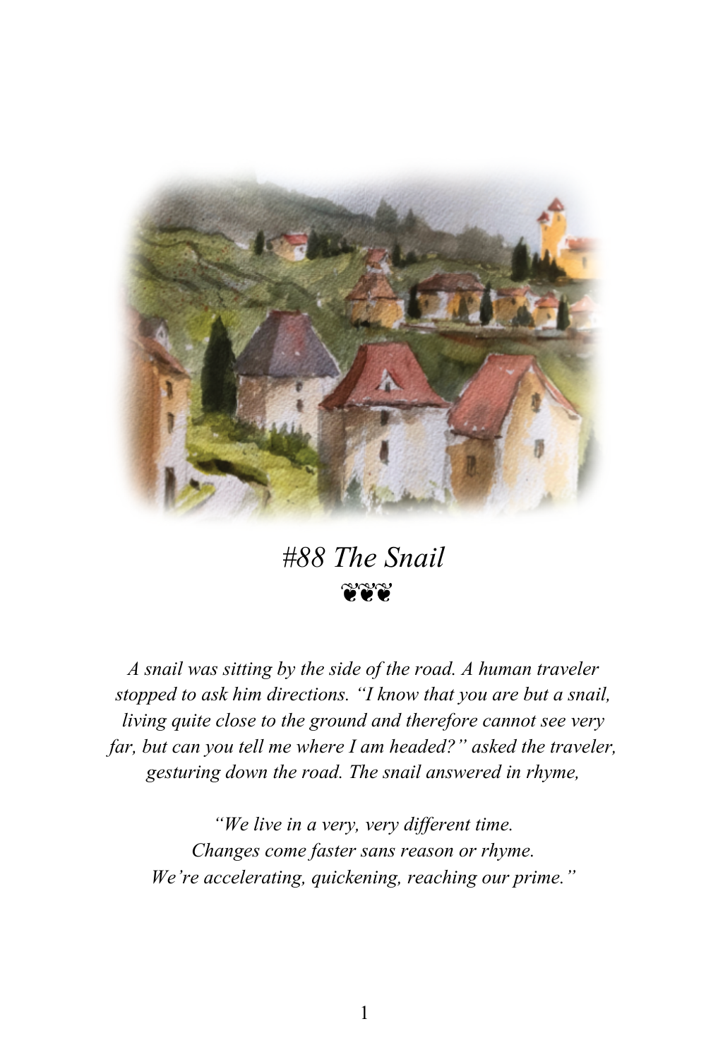# *#88 The Snail*

❦❦❦

*A snail was sitting by the side of the road. A human traveler stopped to ask him directions. "I know that you are but a snail, living quite close to the ground and therefore cannot see very far, but can you tell me where I am headed?" asked the traveler, gesturing down the road. The snail answered in rhyme,*

*"We live in a very, very different time.*
*Changes come faster sans reason or rhyme.*
*We're accelerating, quickening, reaching our prime."*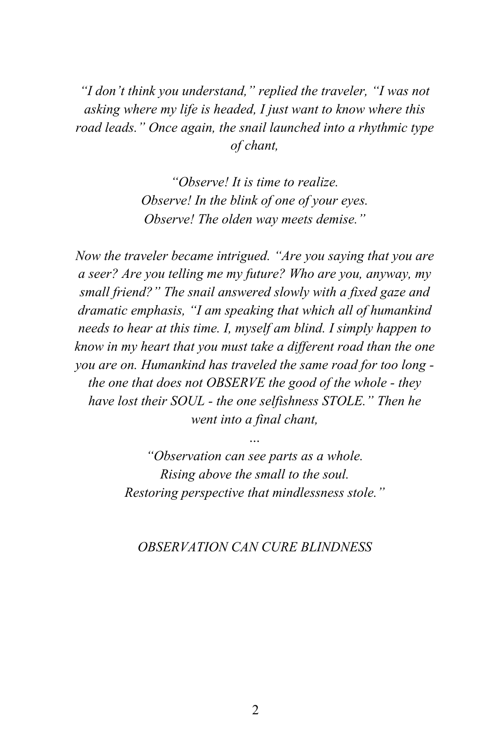*"I don't think you understand," replied the traveler, "I was not asking where my life is headed, I just want to know where this road leads." Once again, the snail launched into a rhythmic type of chant,*

*"Observe! It is time to realize.*
*Observe! In the blink of one of your eyes.*
*Observe! The olden way meets demise."*

*Now the traveler became intrigued. "Are you saying that you are a seer? Are you telling me my future? Who are you, anyway, my small friend?" The snail answered slowly with a fixed gaze and dramatic emphasis, "I am speaking that which all of humankind needs to hear at this time. I, myself am blind. I simply happen to know in my heart that you must take a different road than the one you are on. Humankind has traveled the same road for too long - the one that does not OBSERVE the good of the whole - they have lost their SOUL - the one selfishness STOLE." Then he went into a final chant,*

*...*

*"Observation can see parts as a whole.*
*Rising above the small to the soul.*
*Restoring perspective that mindlessness stole."*

*OBSERVATION CAN CURE BLINDNESS*